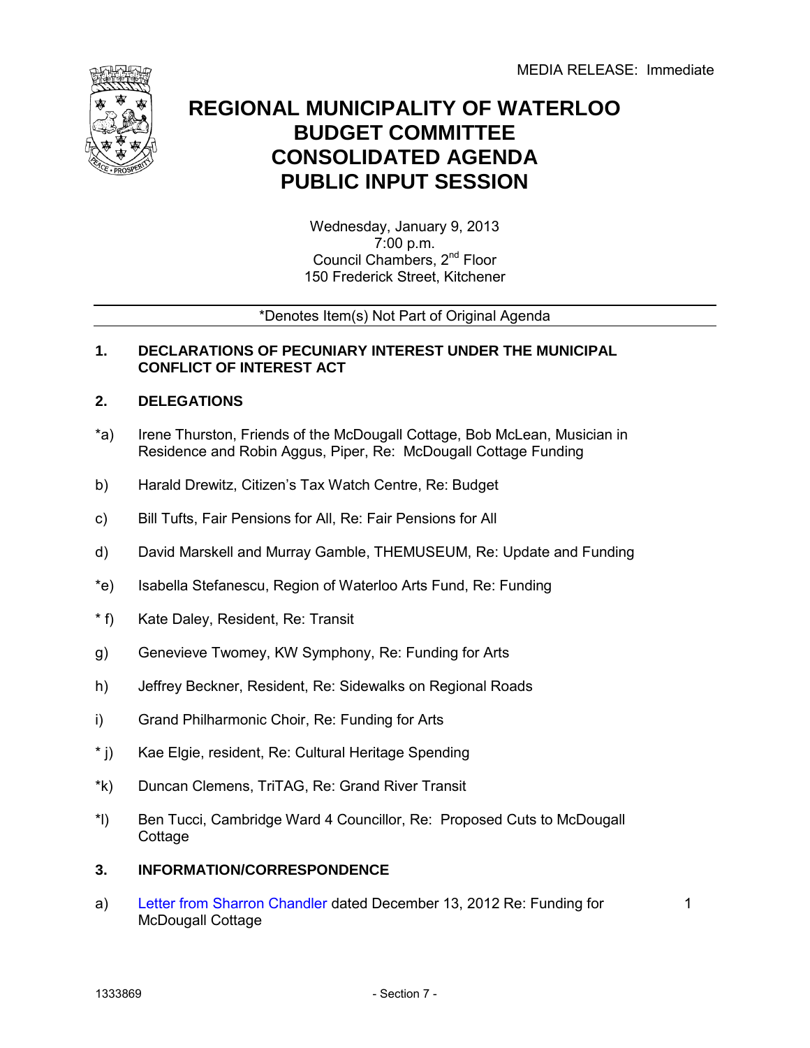MEDIA RELEASE: Immediate

# REGIONAL MUNICIPALITY OF WATERLOO
# BUDGET COMMITTEE
# CONSOLIDATED AGENDA
# PUBLIC INPUT SESSION

Wednesday, January 9, 2013
7:00 p.m.
Council Chambers, 2nd Floor
150 Frederick Street, Kitchener

---

*Denotes Item(s) Not Part of Original Agenda

---

**1. DECLARATIONS OF PECUNIARY INTEREST UNDER THE MUNICIPAL CONFLICT OF INTEREST ACT**

**2. DELEGATIONS**

*a) Irene Thurston, Friends of the McDougall Cottage, Bob McLean, Musician in Residence and Robin Aggus, Piper, Re: McDougall Cottage Funding

b) Harald Drewitz, Citizen's Tax Watch Centre, Re: Budget

c) Bill Tufts, Fair Pensions for All, Re: Fair Pensions for All

d) David Marskell and Murray Gamble, THEMUSEUM, Re: Update and Funding

*e) Isabella Stefanescu, Region of Waterloo Arts Fund, Re: Funding

* f) Kate Daley, Resident, Re: Transit

g) Genevieve Twomey, KW Symphony, Re: Funding for Arts

h) Jeffrey Beckner, Resident, Re: Sidewalks on Regional Roads

i) Grand Philharmonic Choir, Re: Funding for Arts

* j) Kae Elgie, resident, Re: Cultural Heritage Spending

*k) Duncan Clemens, TriTAG, Re: Grand River Transit

*l) Ben Tucci, Cambridge Ward 4 Councillor, Re: Proposed Cuts to McDougall Cottage

**3. INFORMATION/CORRESPONDENCE**

a) Letter from Sharron Chandler dated December 13, 2012 Re: Funding for McDougall Cottage — 1

1333869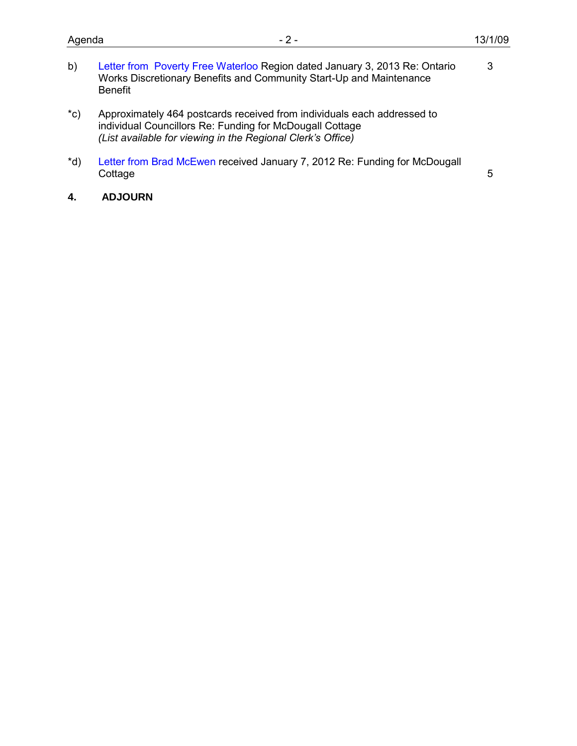b) Letter from Poverty Free Waterloo Region dated January 3, 2013 Re: Ontario Works Discretionary Benefits and Community Start-Up and Maintenance Benefit — 3

*c) Approximately 464 postcards received from individuals each addressed to individual Councillors Re: Funding for McDougall Cottage
*(List available for viewing in the Regional Clerk's Office)*

*d) Letter from Brad McEwen received January 7, 2012 Re: Funding for McDougall Cottage — 5

**4. ADJOURN**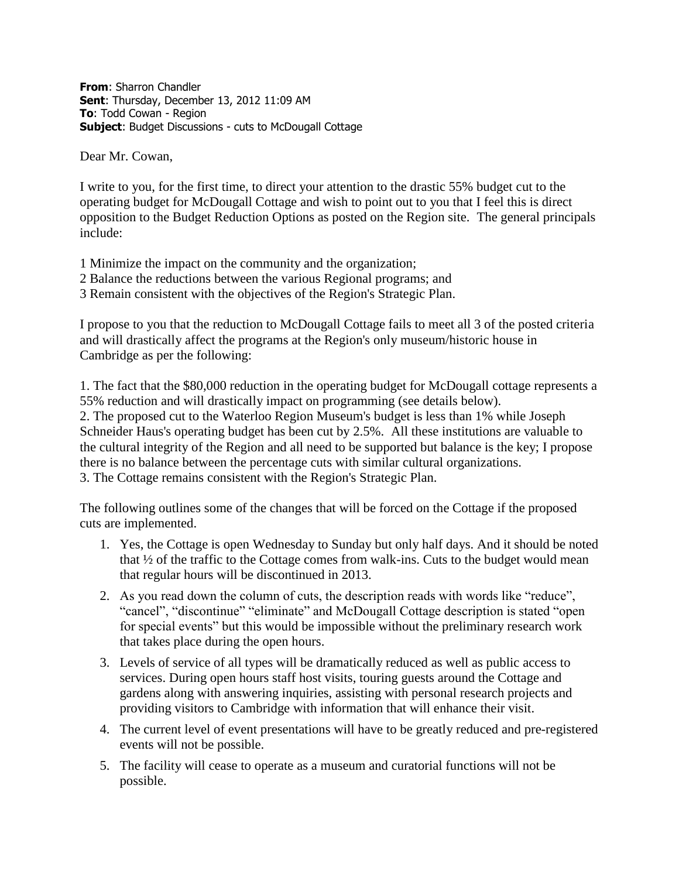**From**: Sharron Chandler
**Sent**: Thursday, December 13, 2012 11:09 AM
**To**: Todd Cowan - Region
**Subject**: Budget Discussions - cuts to McDougall Cottage

Dear Mr. Cowan,

I write to you, for the first time, to direct your attention to the drastic 55% budget cut to the operating budget for McDougall Cottage and wish to point out to you that I feel this is direct opposition to the Budget Reduction Options as posted on the Region site. The general principals include:

1 Minimize the impact on the community and the organization;
2 Balance the reductions between the various Regional programs; and
3 Remain consistent with the objectives of the Region's Strategic Plan.

I propose to you that the reduction to McDougall Cottage fails to meet all 3 of the posted criteria and will drastically affect the programs at the Region's only museum/historic house in Cambridge as per the following:

1. The fact that the $80,000 reduction in the operating budget for McDougall cottage represents a 55% reduction and will drastically impact on programming (see details below).
2. The proposed cut to the Waterloo Region Museum's budget is less than 1% while Joseph Schneider Haus's operating budget has been cut by 2.5%. All these institutions are valuable to the cultural integrity of the Region and all need to be supported but balance is the key; I propose there is no balance between the percentage cuts with similar cultural organizations.
3. The Cottage remains consistent with the Region's Strategic Plan.

The following outlines some of the changes that will be forced on the Cottage if the proposed cuts are implemented.

1. Yes, the Cottage is open Wednesday to Sunday but only half days. And it should be noted that ½ of the traffic to the Cottage comes from walk-ins. Cuts to the budget would mean that regular hours will be discontinued in 2013.
2. As you read down the column of cuts, the description reads with words like "reduce", "cancel", "discontinue" "eliminate" and McDougall Cottage description is stated "open for special events" but this would be impossible without the preliminary research work that takes place during the open hours.
3. Levels of service of all types will be dramatically reduced as well as public access to services. During open hours staff host visits, touring guests around the Cottage and gardens along with answering inquiries, assisting with personal research projects and providing visitors to Cambridge with information that will enhance their visit.
4. The current level of event presentations will have to be greatly reduced and pre-registered events will not be possible.
5. The facility will cease to operate as a museum and curatorial functions will not be possible.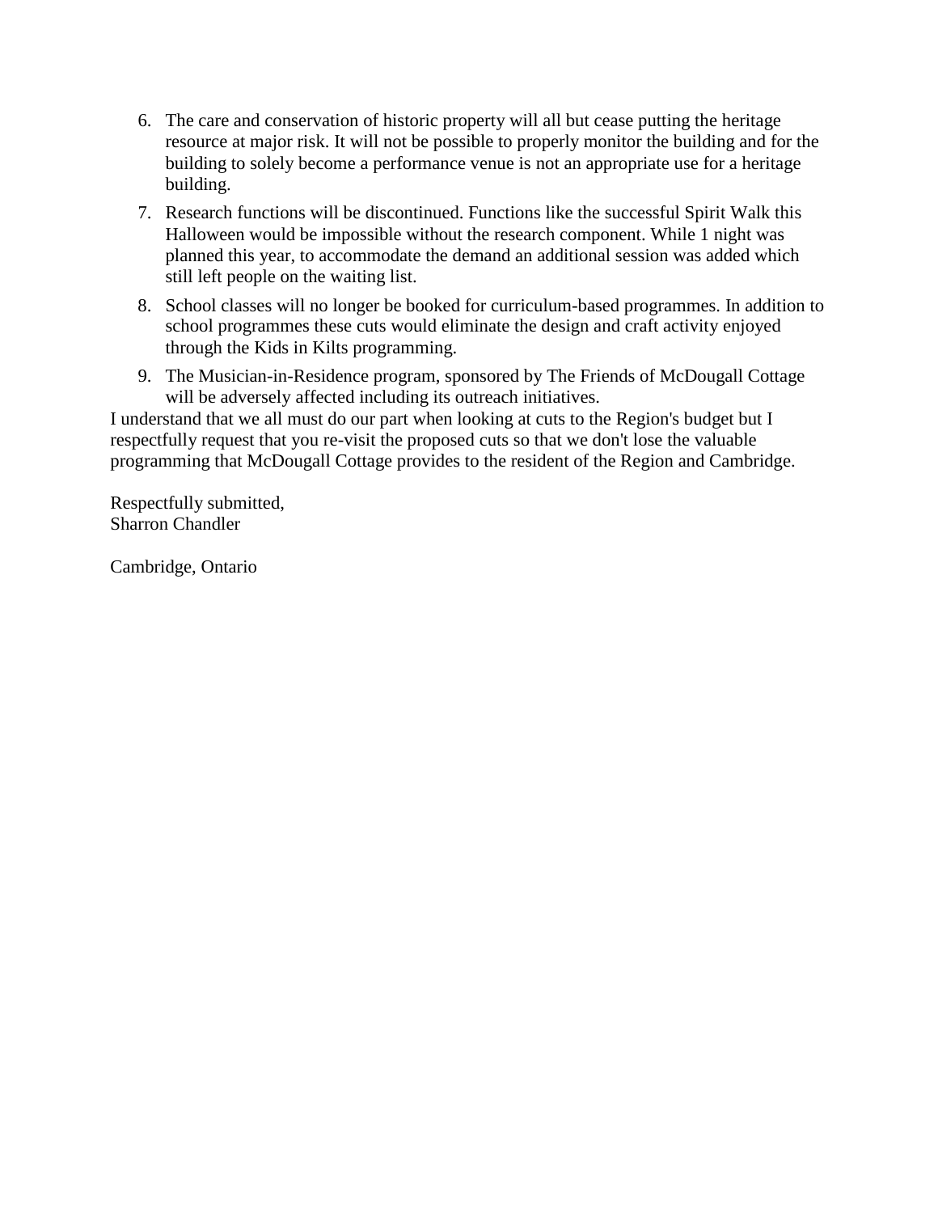6. The care and conservation of historic property will all but cease putting the heritage resource at major risk. It will not be possible to properly monitor the building and for the building to solely become a performance venue is not an appropriate use for a heritage building.
7. Research functions will be discontinued. Functions like the successful Spirit Walk this Halloween would be impossible without the research component. While 1 night was planned this year, to accommodate the demand an additional session was added which still left people on the waiting list.
8. School classes will no longer be booked for curriculum-based programmes. In addition to school programmes these cuts would eliminate the design and craft activity enjoyed through the Kids in Kilts programming.
9. The Musician-in-Residence program, sponsored by The Friends of McDougall Cottage will be adversely affected including its outreach initiatives.

I understand that we all must do our part when looking at cuts to the Region's budget but I respectfully request that you re-visit the proposed cuts so that we don't lose the valuable programming that McDougall Cottage provides to the resident of the Region and Cambridge.

Respectfully submitted,
Sharron Chandler

Cambridge, Ontario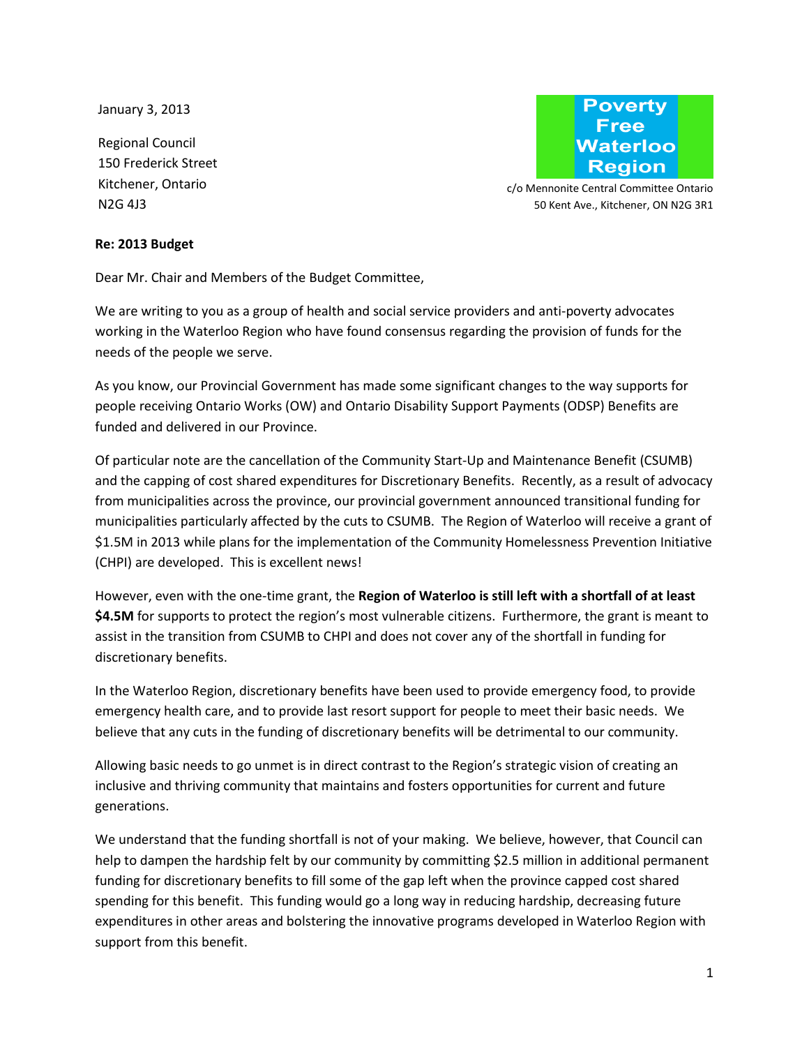January 3, 2013

Regional Council
150 Frederick Street
Kitchener, Ontario
N2G 4J3

Poverty Free Waterloo Region
c/o Mennonite Central Committee Ontario
50 Kent Ave., Kitchener, ON N2G 3R1

**Re: 2013 Budget**

Dear Mr. Chair and Members of the Budget Committee,

We are writing to you as a group of health and social service providers and anti-poverty advocates working in the Waterloo Region who have found consensus regarding the provision of funds for the needs of the people we serve.

As you know, our Provincial Government has made some significant changes to the way supports for people receiving Ontario Works (OW) and Ontario Disability Support Payments (ODSP) Benefits are funded and delivered in our Province.

Of particular note are the cancellation of the Community Start-Up and Maintenance Benefit (CSUMB) and the capping of cost shared expenditures for Discretionary Benefits. Recently, as a result of advocacy from municipalities across the province, our provincial government announced transitional funding for municipalities particularly affected by the cuts to CSUMB. The Region of Waterloo will receive a grant of $1.5M in 2013 while plans for the implementation of the Community Homelessness Prevention Initiative (CHPI) are developed. This is excellent news!

However, even with the one-time grant, the **Region of Waterloo is still left with a shortfall of at least $4.5M** for supports to protect the region's most vulnerable citizens. Furthermore, the grant is meant to assist in the transition from CSUMB to CHPI and does not cover any of the shortfall in funding for discretionary benefits.

In the Waterloo Region, discretionary benefits have been used to provide emergency food, to provide emergency health care, and to provide last resort support for people to meet their basic needs. We believe that any cuts in the funding of discretionary benefits will be detrimental to our community.

Allowing basic needs to go unmet is in direct contrast to the Region's strategic vision of creating an inclusive and thriving community that maintains and fosters opportunities for current and future generations.

We understand that the funding shortfall is not of your making. We believe, however, that Council can help to dampen the hardship felt by our community by committing $2.5 million in additional permanent funding for discretionary benefits to fill some of the gap left when the province capped cost shared spending for this benefit. This funding would go a long way in reducing hardship, decreasing future expenditures in other areas and bolstering the innovative programs developed in Waterloo Region with support from this benefit.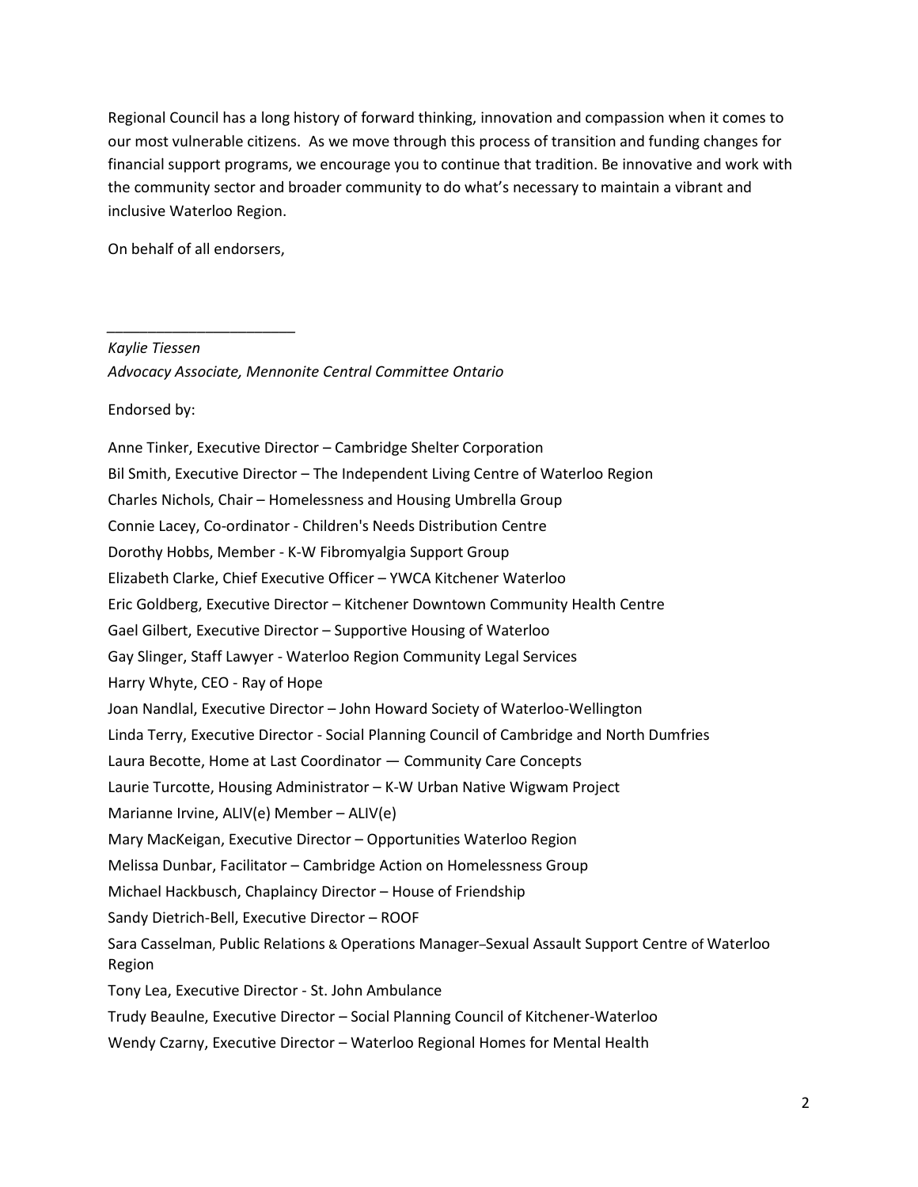Regional Council has a long history of forward thinking, innovation and compassion when it comes to our most vulnerable citizens. As we move through this process of transition and funding changes for financial support programs, we encourage you to continue that tradition. Be innovative and work with the community sector and broader community to do what's necessary to maintain a vibrant and inclusive Waterloo Region.

On behalf of all endorsers,

_______________________

*Kaylie Tiessen*
*Advocacy Associate, Mennonite Central Committee Ontario*

Endorsed by:

Anne Tinker, Executive Director – Cambridge Shelter Corporation
Bil Smith, Executive Director – The Independent Living Centre of Waterloo Region
Charles Nichols, Chair – Homelessness and Housing Umbrella Group
Connie Lacey, Co-ordinator - Children's Needs Distribution Centre
Dorothy Hobbs, Member - K-W Fibromyalgia Support Group
Elizabeth Clarke, Chief Executive Officer – YWCA Kitchener Waterloo
Eric Goldberg, Executive Director – Kitchener Downtown Community Health Centre
Gael Gilbert, Executive Director – Supportive Housing of Waterloo
Gay Slinger, Staff Lawyer - Waterloo Region Community Legal Services
Harry Whyte, CEO - Ray of Hope
Joan Nandlal, Executive Director – John Howard Society of Waterloo-Wellington
Linda Terry, Executive Director - Social Planning Council of Cambridge and North Dumfries
Laura Becotte, Home at Last Coordinator — Community Care Concepts
Laurie Turcotte, Housing Administrator – K-W Urban Native Wigwam Project
Marianne Irvine, ALIV(e) Member – ALIV(e)
Mary MacKeigan, Executive Director – Opportunities Waterloo Region
Melissa Dunbar, Facilitator – Cambridge Action on Homelessness Group
Michael Hackbusch, Chaplaincy Director – House of Friendship
Sandy Dietrich-Bell, Executive Director – ROOF
Sara Casselman, Public Relations & Operations Manager–Sexual Assault Support Centre of Waterloo Region
Tony Lea, Executive Director - St. John Ambulance
Trudy Beaulne, Executive Director – Social Planning Council of Kitchener-Waterloo
Wendy Czarny, Executive Director – Waterloo Regional Homes for Mental Health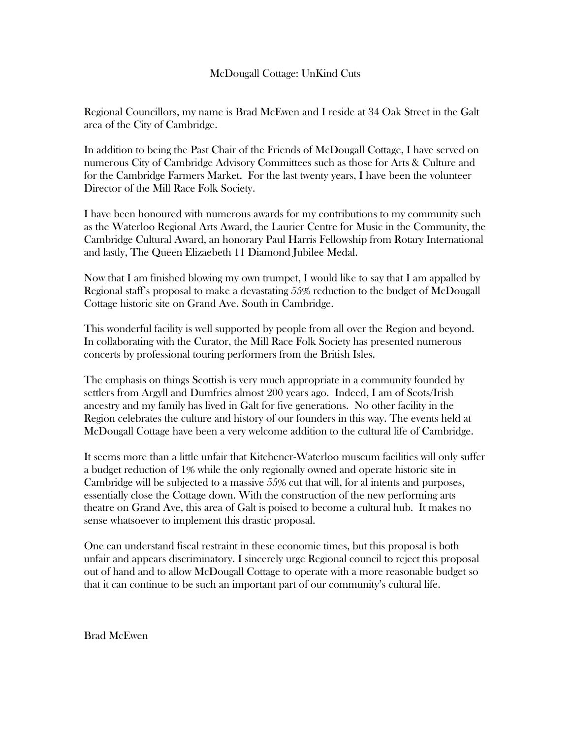McDougall Cottage: UnKind Cuts

Regional Councillors, my name is Brad McEwen and I reside at 34 Oak Street in the Galt area of the City of Cambridge.

In addition to being the Past Chair of the Friends of McDougall Cottage, I have served on numerous City of Cambridge Advisory Committees such as those for Arts & Culture and for the Cambridge Farmers Market. For the last twenty years, I have been the volunteer Director of the Mill Race Folk Society.

I have been honoured with numerous awards for my contributions to my community such as the Waterloo Regional Arts Award, the Laurier Centre for Music in the Community, the Cambridge Cultural Award, an honorary Paul Harris Fellowship from Rotary International and lastly, The Queen Elizaebeth 11 Diamond Jubilee Medal.

Now that I am finished blowing my own trumpet, I would like to say that I am appalled by Regional staff's proposal to make a devastating 55% reduction to the budget of McDougall Cottage historic site on Grand Ave. South in Cambridge.

This wonderful facility is well supported by people from all over the Region and beyond. In collaborating with the Curator, the Mill Race Folk Society has presented numerous concerts by professional touring performers from the British Isles.

The emphasis on things Scottish is very much appropriate in a community founded by settlers from Argyll and Dumfries almost 200 years ago. Indeed, I am of Scots/Irish ancestry and my family has lived in Galt for five generations. No other facility in the Region celebrates the culture and history of our founders in this way. The events held at McDougall Cottage have been a very welcome addition to the cultural life of Cambridge.

It seems more than a little unfair that Kitchener-Waterloo museum facilities will only suffer a budget reduction of 1% while the only regionally owned and operate historic site in Cambridge will be subjected to a massive 55% cut that will, for al intents and purposes, essentially close the Cottage down. With the construction of the new performing arts theatre on Grand Ave, this area of Galt is poised to become a cultural hub. It makes no sense whatsoever to implement this drastic proposal.

One can understand fiscal restraint in these economic times, but this proposal is both unfair and appears discriminatory. I sincerely urge Regional council to reject this proposal out of hand and to allow McDougall Cottage to operate with a more reasonable budget so that it can continue to be such an important part of our community's cultural life.

Brad McEwen